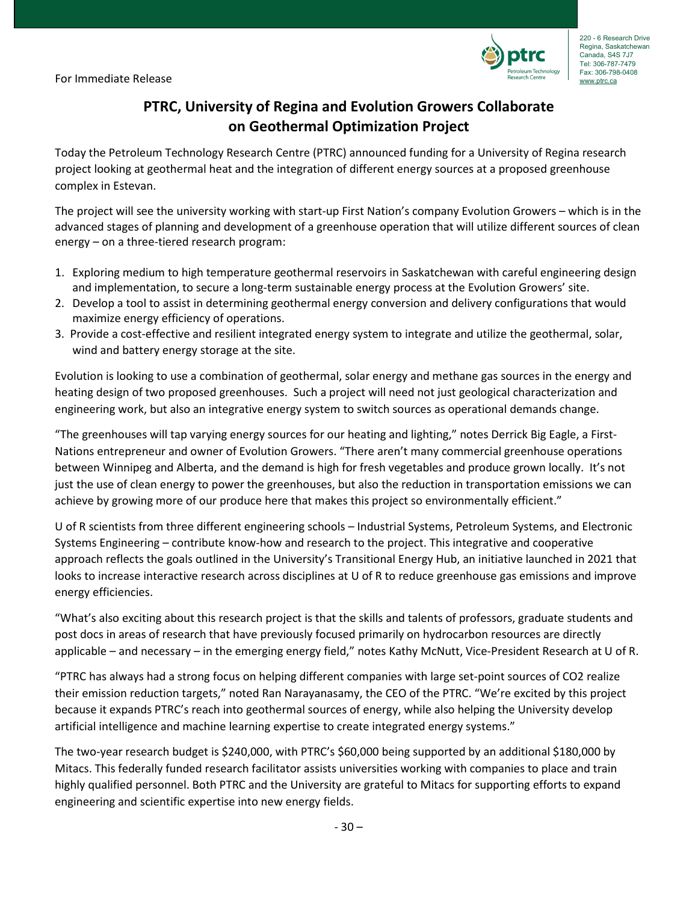220 - 6 Research Drive
Regina, Saskatchewan
Canada, S4S 7J7
Tel: 306-787-7479
Fax: 306-798-0408
www.ptrc.ca

For Immediate Release

# PTRC, University of Regina and Evolution Growers Collaborate on Geothermal Optimization Project

Today the Petroleum Technology Research Centre (PTRC) announced funding for a University of Regina research project looking at geothermal heat and the integration of different energy sources at a proposed greenhouse complex in Estevan.

The project will see the university working with start-up First Nation's company Evolution Growers – which is in the advanced stages of planning and development of a greenhouse operation that will utilize different sources of clean energy – on a three-tiered research program:

1. Exploring medium to high temperature geothermal reservoirs in Saskatchewan with careful engineering design and implementation, to secure a long-term sustainable energy process at the Evolution Growers' site.
2. Develop a tool to assist in determining geothermal energy conversion and delivery configurations that would maximize energy efficiency of operations.
3. Provide a cost-effective and resilient integrated energy system to integrate and utilize the geothermal, solar, wind and battery energy storage at the site.

Evolution is looking to use a combination of geothermal, solar energy and methane gas sources in the energy and heating design of two proposed greenhouses. Such a project will need not just geological characterization and engineering work, but also an integrative energy system to switch sources as operational demands change.

"The greenhouses will tap varying energy sources for our heating and lighting," notes Derrick Big Eagle, a First-Nations entrepreneur and owner of Evolution Growers. "There aren't many commercial greenhouse operations between Winnipeg and Alberta, and the demand is high for fresh vegetables and produce grown locally. It's not just the use of clean energy to power the greenhouses, but also the reduction in transportation emissions we can achieve by growing more of our produce here that makes this project so environmentally efficient."

U of R scientists from three different engineering schools – Industrial Systems, Petroleum Systems, and Electronic Systems Engineering – contribute know-how and research to the project. This integrative and cooperative approach reflects the goals outlined in the University's Transitional Energy Hub, an initiative launched in 2021 that looks to increase interactive research across disciplines at U of R to reduce greenhouse gas emissions and improve energy efficiencies.

"What's also exciting about this research project is that the skills and talents of professors, graduate students and post docs in areas of research that have previously focused primarily on hydrocarbon resources are directly applicable – and necessary – in the emerging energy field," notes Kathy McNutt, Vice-President Research at U of R.

"PTRC has always had a strong focus on helping different companies with large set-point sources of $CO_2$ realize their emission reduction targets," noted Ran Narayanasamy, the CEO of the PTRC. "We're excited by this project because it expands PTRC's reach into geothermal sources of energy, while also helping the University develop artificial intelligence and machine learning expertise to create integrated energy systems."

The two-year research budget is $240,000, with PTRC's $60,000 being supported by an additional $180,000 by Mitacs. This federally funded research facilitator assists universities working with companies to place and train highly qualified personnel. Both PTRC and the University are grateful to Mitacs for supporting efforts to expand engineering and scientific expertise into new energy fields.

- 30 –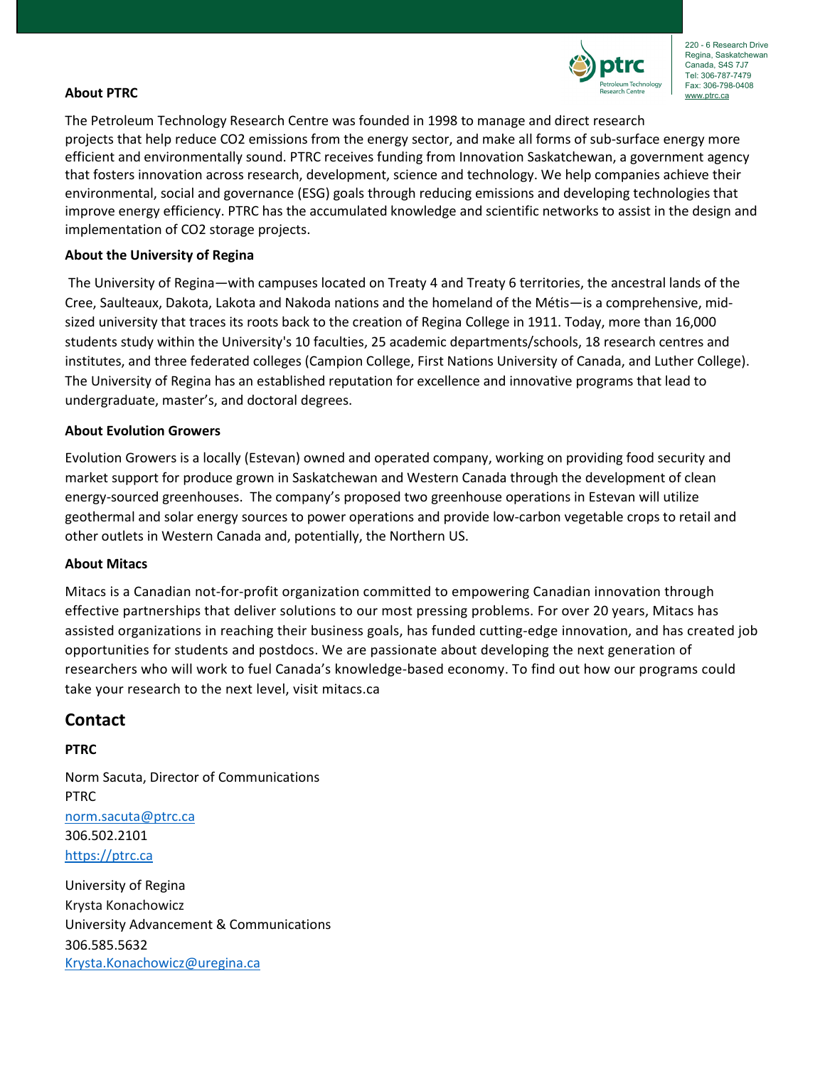220 - 6 Research Drive
Regina, Saskatchewan
Canada, S4S 7J7
Tel: 306-787-7479
Fax: 306-798-0408
www.ptrc.ca

**About PTRC**

The Petroleum Technology Research Centre was founded in 1998 to manage and direct research projects that help reduce $CO_2$ emissions from the energy sector, and make all forms of sub-surface energy more efficient and environmentally sound. PTRC receives funding from Innovation Saskatchewan, a government agency that fosters innovation across research, development, science and technology. We help companies achieve their environmental, social and governance (ESG) goals through reducing emissions and developing technologies that improve energy efficiency. PTRC has the accumulated knowledge and scientific networks to assist in the design and implementation of $CO_2$ storage projects.

**About the University of Regina**

The University of Regina—with campuses located on Treaty 4 and Treaty 6 territories, the ancestral lands of the Cree, Saulteaux, Dakota, Lakota and Nakoda nations and the homeland of the Métis—is a comprehensive, mid-sized university that traces its roots back to the creation of Regina College in 1911. Today, more than 16,000 students study within the University's 10 faculties, 25 academic departments/schools, 18 research centres and institutes, and three federated colleges (Campion College, First Nations University of Canada, and Luther College). The University of Regina has an established reputation for excellence and innovative programs that lead to undergraduate, master's, and doctoral degrees.

**About Evolution Growers**

Evolution Growers is a locally (Estevan) owned and operated company, working on providing food security and market support for produce grown in Saskatchewan and Western Canada through the development of clean energy-sourced greenhouses. The company's proposed two greenhouse operations in Estevan will utilize geothermal and solar energy sources to power operations and provide low-carbon vegetable crops to retail and other outlets in Western Canada and, potentially, the Northern US.

**About Mitacs**

Mitacs is a Canadian not-for-profit organization committed to empowering Canadian innovation through effective partnerships that deliver solutions to our most pressing problems. For over 20 years, Mitacs has assisted organizations in reaching their business goals, has funded cutting-edge innovation, and has created job opportunities for students and postdocs. We are passionate about developing the next generation of researchers who will work to fuel Canada's knowledge-based economy. To find out how our programs could take your research to the next level, visit mitacs.ca

## Contact

**PTRC**

Norm Sacuta, Director of Communications
PTRC
norm.sacuta@ptrc.ca
306.502.2101
https://ptrc.ca

University of Regina
Krysta Konachowicz
University Advancement & Communications
306.585.5632
Krysta.Konachowicz@uregina.ca